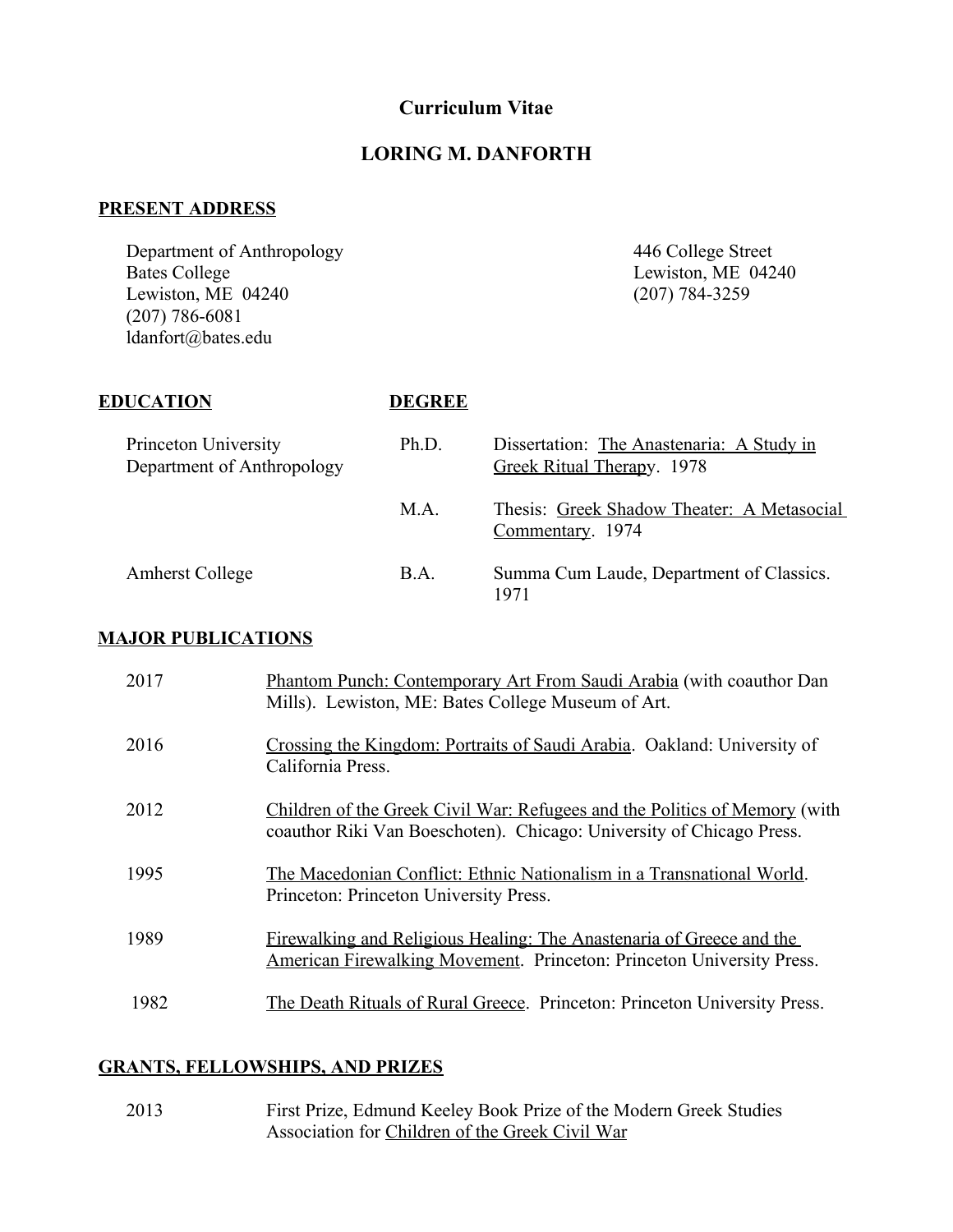# Curriculum Vitae

## LORING M. DANFORTH

### PRESENT ADDRESS

Department of Anthropology
Bates College
Lewiston, ME 04240
(207) 786-6081
ldanfort@bates.edu

446 College Street
Lewiston, ME 04240
(207) 784-3259

### EDUCATION

| EDUCATION | DEGREE | |
|---|---|---|
| Princeton University<br>Department of Anthropology | Ph.D. | Dissertation: The Anastenaria: A Study in Greek Ritual Therapy. 1978 |
| | M.A. | Thesis: Greek Shadow Theater: A Metasocial Commentary. 1974 |
| Amherst College | B.A. | Summa Cum Laude, Department of Classics. 1971 |

### MAJOR PUBLICATIONS

2017 — Phantom Punch: Contemporary Art From Saudi Arabia (with coauthor Dan Mills). Lewiston, ME: Bates College Museum of Art.

2016 — Crossing the Kingdom: Portraits of Saudi Arabia. Oakland: University of California Press.

2012 — Children of the Greek Civil War: Refugees and the Politics of Memory (with coauthor Riki Van Boeschoten). Chicago: University of Chicago Press.

1995 — The Macedonian Conflict: Ethnic Nationalism in a Transnational World. Princeton: Princeton University Press.

1989 — Firewalking and Religious Healing: The Anastenaria of Greece and the American Firewalking Movement. Princeton: Princeton University Press.

1982 — The Death Rituals of Rural Greece. Princeton: Princeton University Press.

### GRANTS, FELLOWSHIPS, AND PRIZES

2013 — First Prize, Edmund Keeley Book Prize of the Modern Greek Studies Association for Children of the Greek Civil War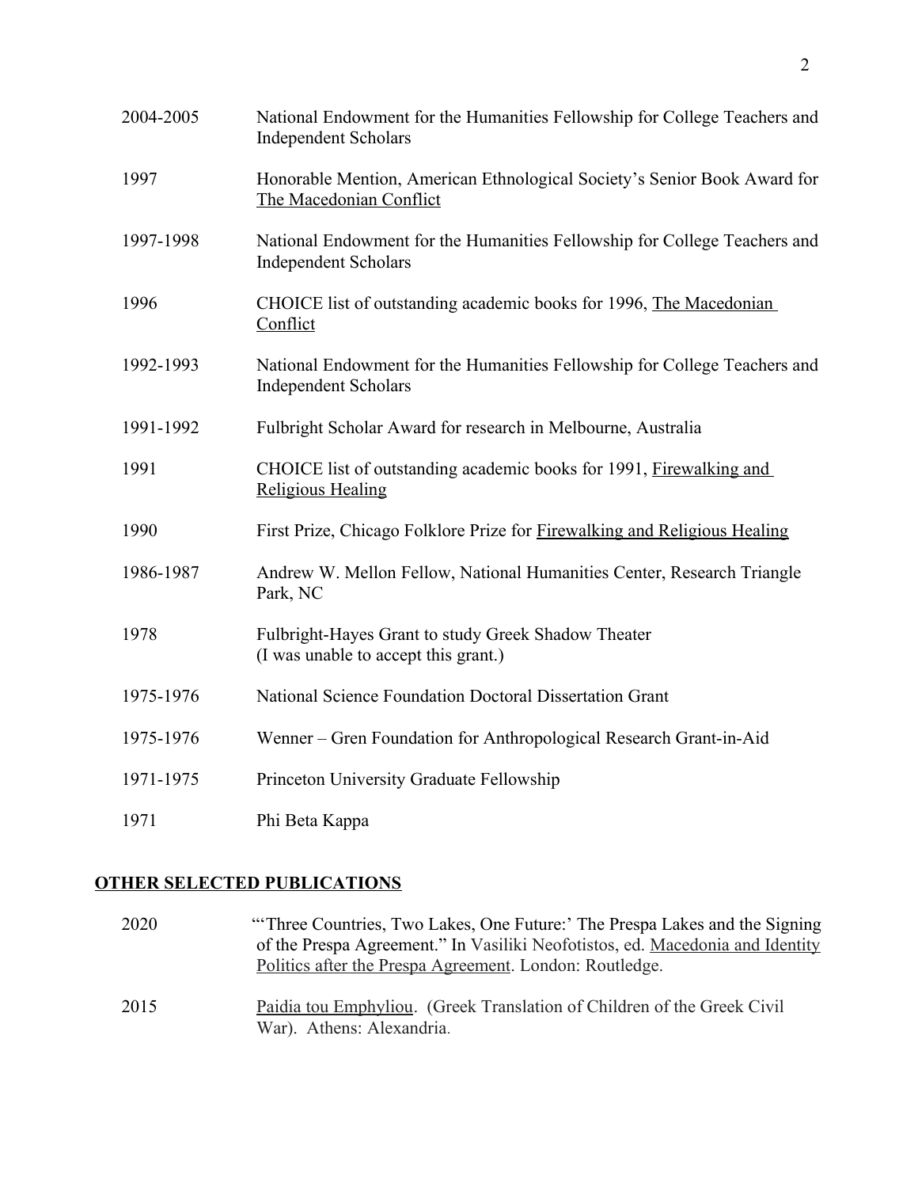| | |
|---|---|
| 2004-2005 | National Endowment for the Humanities Fellowship for College Teachers and Independent Scholars |
| 1997 | Honorable Mention, American Ethnological Society's Senior Book Award for The Macedonian Conflict |
| 1997-1998 | National Endowment for the Humanities Fellowship for College Teachers and Independent Scholars |
| 1996 | CHOICE list of outstanding academic books for 1996, The Macedonian Conflict |
| 1992-1993 | National Endowment for the Humanities Fellowship for College Teachers and Independent Scholars |
| 1991-1992 | Fulbright Scholar Award for research in Melbourne, Australia |
| 1991 | CHOICE list of outstanding academic books for 1991, Firewalking and Religious Healing |
| 1990 | First Prize, Chicago Folklore Prize for Firewalking and Religious Healing |
| 1986-1987 | Andrew W. Mellon Fellow, National Humanities Center, Research Triangle Park, NC |
| 1978 | Fulbright-Hayes Grant to study Greek Shadow Theater (I was unable to accept this grant.) |
| 1975-1976 | National Science Foundation Doctoral Dissertation Grant |
| 1975-1976 | Wenner – Gren Foundation for Anthropological Research Grant-in-Aid |
| 1971-1975 | Princeton University Graduate Fellowship |
| 1971 | Phi Beta Kappa |

## OTHER SELECTED PUBLICATIONS

| | |
|---|---|
| 2020 | "'Three Countries, Two Lakes, One Future:' The Prespa Lakes and the Signing of the Prespa Agreement." In Vasiliki Neofotistos, ed. Macedonia and Identity Politics after the Prespa Agreement. London: Routledge. |
| 2015 | Paidia tou Emphyliou. (Greek Translation of Children of the Greek Civil War). Athens: Alexandria. |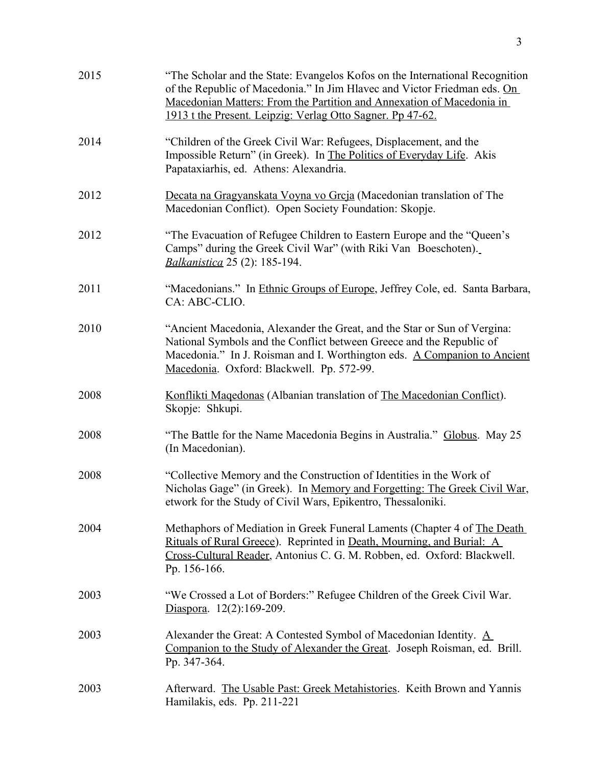2015 "The Scholar and the State: Evangelos Kofos on the International Recognition of the Republic of Macedonia." In Jim Hlavec and Victor Friedman eds. On Macedonian Matters: From the Partition and Annexation of Macedonia in 1913 t the Present. Leipzig: Verlag Otto Sagner. Pp 47-62.

2014 "Children of the Greek Civil War: Refugees, Displacement, and the Impossible Return" (in Greek). In The Politics of Everyday Life. Akis Papataxiarhis, ed. Athens: Alexandria.

2012 Decata na Gragyanskata Voyna vo Grcja (Macedonian translation of The Macedonian Conflict). Open Society Foundation: Skopje.

2012 "The Evacuation of Refugee Children to Eastern Europe and the "Queen's Camps" during the Greek Civil War" (with Riki Van Boeschoten). *Balkanistica* 25 (2): 185-194.

2011 "Macedonians." In Ethnic Groups of Europe, Jeffrey Cole, ed. Santa Barbara, CA: ABC-CLIO.

2010 "Ancient Macedonia, Alexander the Great, and the Star or Sun of Vergina: National Symbols and the Conflict between Greece and the Republic of Macedonia." In J. Roisman and I. Worthington eds. A Companion to Ancient Macedonia. Oxford: Blackwell. Pp. 572-99.

2008 Konflikti Maqedonas (Albanian translation of The Macedonian Conflict). Skopje: Shkupi.

2008 "The Battle for the Name Macedonia Begins in Australia." Globus. May 25 (In Macedonian).

2008 "Collective Memory and the Construction of Identities in the Work of Nicholas Gage" (in Greek). In Memory and Forgetting: The Greek Civil War, etwork for the Study of Civil Wars, Epikentro, Thessaloniki.

2004 Methaphors of Mediation in Greek Funeral Laments (Chapter 4 of The Death Rituals of Rural Greece). Reprinted in Death, Mourning, and Burial: A Cross-Cultural Reader, Antonius C. G. M. Robben, ed. Oxford: Blackwell. Pp. 156-166.

2003 "We Crossed a Lot of Borders:" Refugee Children of the Greek Civil War. Diaspora. 12(2):169-209.

2003 Alexander the Great: A Contested Symbol of Macedonian Identity. A Companion to the Study of Alexander the Great. Joseph Roisman, ed. Brill. Pp. 347-364.

2003 Afterward. The Usable Past: Greek Metahistories. Keith Brown and Yannis Hamilakis, eds. Pp. 211-221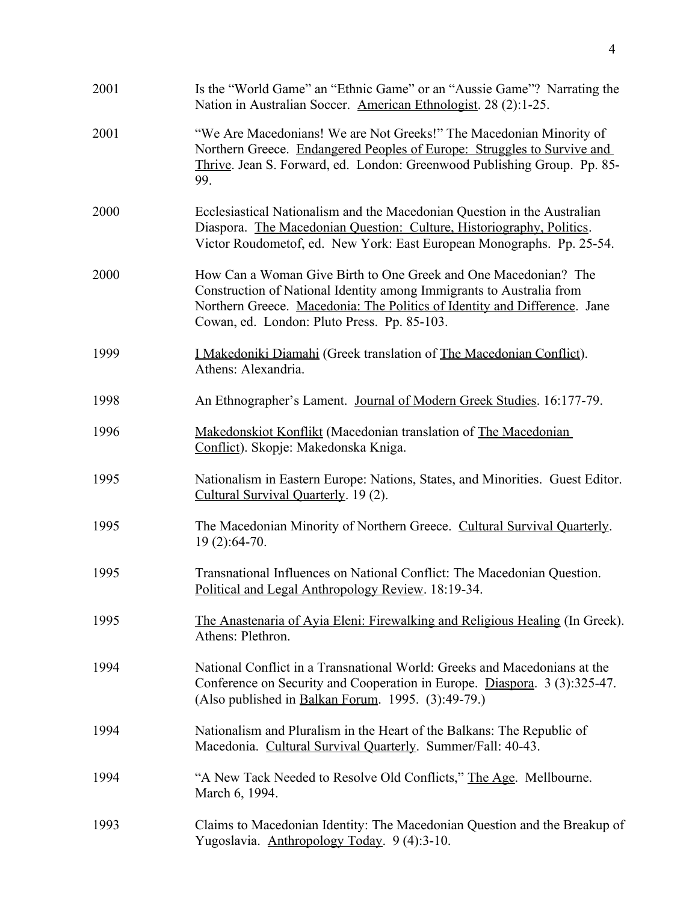2001 Is the "World Game" an "Ethnic Game" or an "Aussie Game"? Narrating the Nation in Australian Soccer. American Ethnologist. 28 (2):1-25.

2001 "We Are Macedonians! We are Not Greeks!" The Macedonian Minority of Northern Greece. Endangered Peoples of Europe: Struggles to Survive and Thrive. Jean S. Forward, ed. London: Greenwood Publishing Group. Pp. 85-99.

2000 Ecclesiastical Nationalism and the Macedonian Question in the Australian Diaspora. The Macedonian Question: Culture, Historiography, Politics. Victor Roudometof, ed. New York: East European Monographs. Pp. 25-54.

2000 How Can a Woman Give Birth to One Greek and One Macedonian? The Construction of National Identity among Immigrants to Australia from Northern Greece. Macedonia: The Politics of Identity and Difference. Jane Cowan, ed. London: Pluto Press. Pp. 85-103.

1999 I Makedoniki Diamahi (Greek translation of The Macedonian Conflict). Athens: Alexandria.

1998 An Ethnographer's Lament. Journal of Modern Greek Studies. 16:177-79.

1996 Makedonskiot Konflikt (Macedonian translation of The Macedonian Conflict). Skopje: Makedonska Kniga.

1995 Nationalism in Eastern Europe: Nations, States, and Minorities. Guest Editor. Cultural Survival Quarterly. 19 (2).

1995 The Macedonian Minority of Northern Greece. Cultural Survival Quarterly. 19 (2):64-70.

1995 Transnational Influences on National Conflict: The Macedonian Question. Political and Legal Anthropology Review. 18:19-34.

1995 The Anastenaria of Ayia Eleni: Firewalking and Religious Healing (In Greek). Athens: Plethron.

1994 National Conflict in a Transnational World: Greeks and Macedonians at the Conference on Security and Cooperation in Europe. Diaspora. 3 (3):325-47. (Also published in Balkan Forum. 1995. (3):49-79.)

1994 Nationalism and Pluralism in the Heart of the Balkans: The Republic of Macedonia. Cultural Survival Quarterly. Summer/Fall: 40-43.

1994 "A New Tack Needed to Resolve Old Conflicts," The Age. Mellbourne. March 6, 1994.

1993 Claims to Macedonian Identity: The Macedonian Question and the Breakup of Yugoslavia. Anthropology Today. 9 (4):3-10.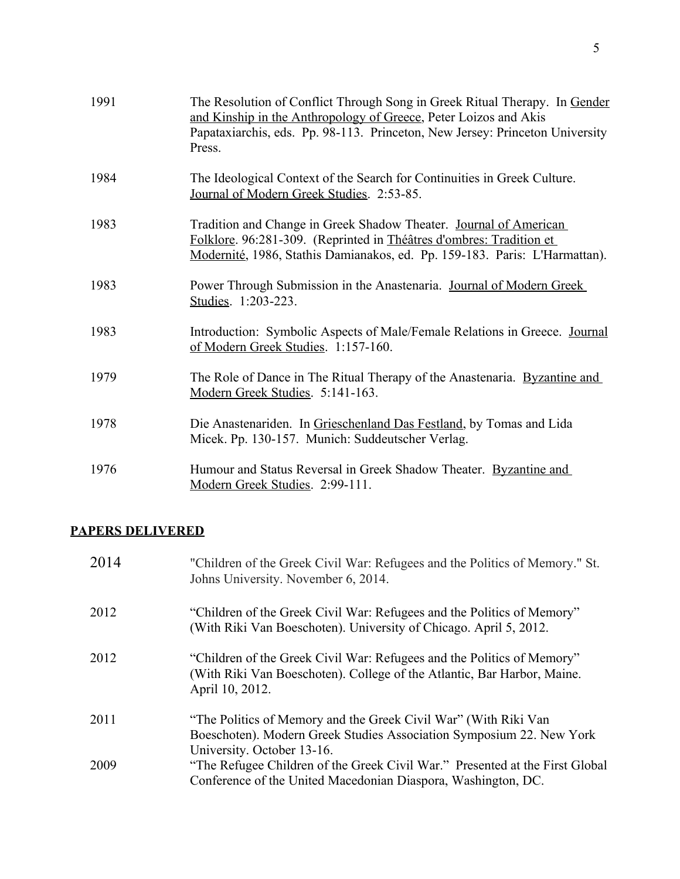1991 The Resolution of Conflict Through Song in Greek Ritual Therapy. In Gender and Kinship in the Anthropology of Greece, Peter Loizos and Akis Papataxiarchis, eds. Pp. 98-113. Princeton, New Jersey: Princeton University Press.

1984 The Ideological Context of the Search for Continuities in Greek Culture. Journal of Modern Greek Studies. 2:53-85.

1983 Tradition and Change in Greek Shadow Theater. Journal of American Folklore. 96:281-309. (Reprinted in Théâtres d'ombres: Tradition et Modernité, 1986, Stathis Damianakos, ed. Pp. 159-183. Paris: L'Harmattan).

1983 Power Through Submission in the Anastenaria. Journal of Modern Greek Studies. 1:203-223.

1983 Introduction: Symbolic Aspects of Male/Female Relations in Greece. Journal of Modern Greek Studies. 1:157-160.

1979 The Role of Dance in The Ritual Therapy of the Anastenaria. Byzantine and Modern Greek Studies. 5:141-163.

1978 Die Anastenariden. In Grieschenland Das Festland, by Tomas and Lida Micek. Pp. 130-157. Munich: Suddeutscher Verlag.

1976 Humour and Status Reversal in Greek Shadow Theater. Byzantine and Modern Greek Studies. 2:99-111.

## PAPERS DELIVERED

2014 "Children of the Greek Civil War: Refugees and the Politics of Memory." St. Johns University. November 6, 2014.

2012 "Children of the Greek Civil War: Refugees and the Politics of Memory" (With Riki Van Boeschoten). University of Chicago. April 5, 2012.

2012 "Children of the Greek Civil War: Refugees and the Politics of Memory" (With Riki Van Boeschoten). College of the Atlantic, Bar Harbor, Maine. April 10, 2012.

2011 "The Politics of Memory and the Greek Civil War" (With Riki Van Boeschoten). Modern Greek Studies Association Symposium 22. New York University. October 13-16.

2009 "The Refugee Children of the Greek Civil War." Presented at the First Global Conference of the United Macedonian Diaspora, Washington, DC.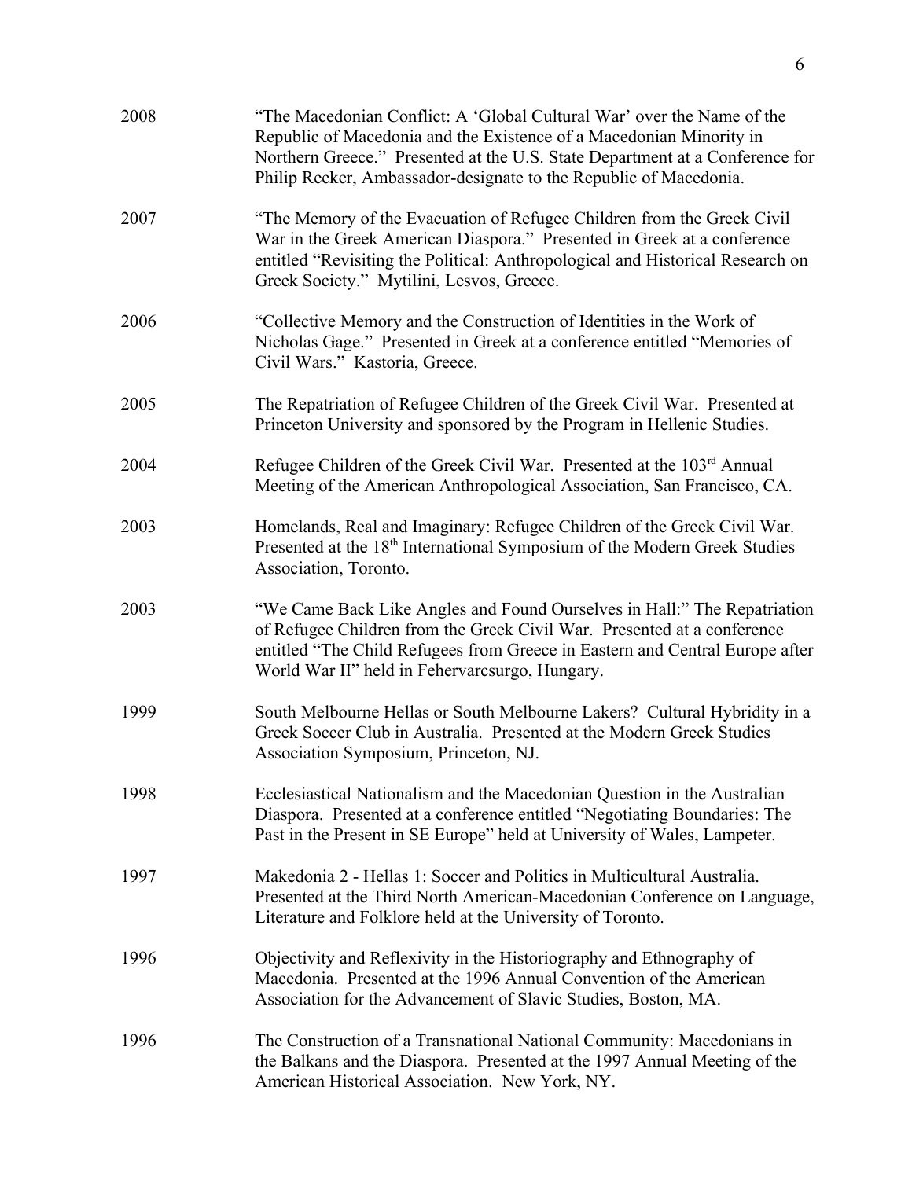2008 "The Macedonian Conflict: A 'Global Cultural War' over the Name of the Republic of Macedonia and the Existence of a Macedonian Minority in Northern Greece." Presented at the U.S. State Department at a Conference for Philip Reeker, Ambassador-designate to the Republic of Macedonia.

2007 "The Memory of the Evacuation of Refugee Children from the Greek Civil War in the Greek American Diaspora." Presented in Greek at a conference entitled "Revisiting the Political: Anthropological and Historical Research on Greek Society." Mytilini, Lesvos, Greece.

2006 "Collective Memory and the Construction of Identities in the Work of Nicholas Gage." Presented in Greek at a conference entitled "Memories of Civil Wars." Kastoria, Greece.

2005 The Repatriation of Refugee Children of the Greek Civil War. Presented at Princeton University and sponsored by the Program in Hellenic Studies.

2004 Refugee Children of the Greek Civil War. Presented at the 103rd Annual Meeting of the American Anthropological Association, San Francisco, CA.

2003 Homelands, Real and Imaginary: Refugee Children of the Greek Civil War. Presented at the 18th International Symposium of the Modern Greek Studies Association, Toronto.

2003 "We Came Back Like Angles and Found Ourselves in Hall:" The Repatriation of Refugee Children from the Greek Civil War. Presented at a conference entitled "The Child Refugees from Greece in Eastern and Central Europe after World War II" held in Fehervarcsurgo, Hungary.

1999 South Melbourne Hellas or South Melbourne Lakers? Cultural Hybridity in a Greek Soccer Club in Australia. Presented at the Modern Greek Studies Association Symposium, Princeton, NJ.

1998 Ecclesiastical Nationalism and the Macedonian Question in the Australian Diaspora. Presented at a conference entitled "Negotiating Boundaries: The Past in the Present in SE Europe" held at University of Wales, Lampeter.

1997 Makedonia 2 - Hellas 1: Soccer and Politics in Multicultural Australia. Presented at the Third North American-Macedonian Conference on Language, Literature and Folklore held at the University of Toronto.

1996 Objectivity and Reflexivity in the Historiography and Ethnography of Macedonia. Presented at the 1996 Annual Convention of the American Association for the Advancement of Slavic Studies, Boston, MA.

1996 The Construction of a Transnational National Community: Macedonians in the Balkans and the Diaspora. Presented at the 1997 Annual Meeting of the American Historical Association. New York, NY.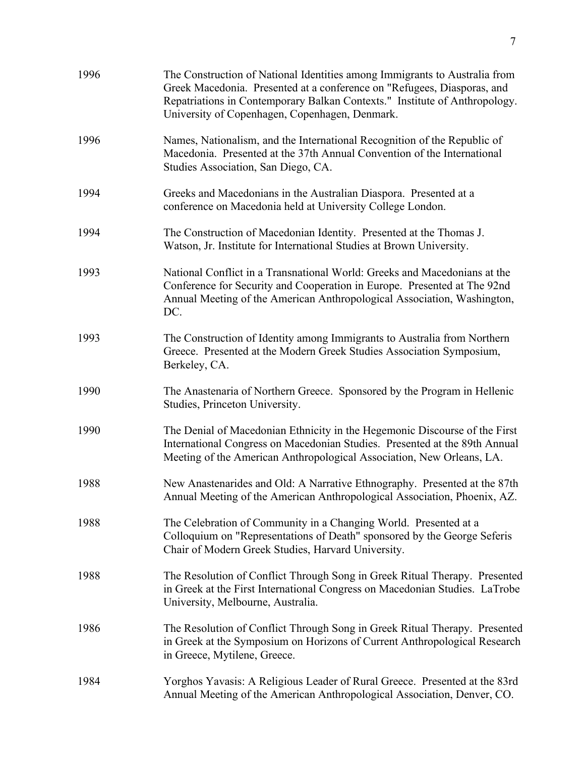1996 The Construction of National Identities among Immigrants to Australia from Greek Macedonia. Presented at a conference on "Refugees, Diasporas, and Repatriations in Contemporary Balkan Contexts." Institute of Anthropology. University of Copenhagen, Copenhagen, Denmark.

1996 Names, Nationalism, and the International Recognition of the Republic of Macedonia. Presented at the 37th Annual Convention of the International Studies Association, San Diego, CA.

1994 Greeks and Macedonians in the Australian Diaspora. Presented at a conference on Macedonia held at University College London.

1994 The Construction of Macedonian Identity. Presented at the Thomas J. Watson, Jr. Institute for International Studies at Brown University.

1993 National Conflict in a Transnational World: Greeks and Macedonians at the Conference for Security and Cooperation in Europe. Presented at The 92nd Annual Meeting of the American Anthropological Association, Washington, DC.

1993 The Construction of Identity among Immigrants to Australia from Northern Greece. Presented at the Modern Greek Studies Association Symposium, Berkeley, CA.

1990 The Anastenaria of Northern Greece. Sponsored by the Program in Hellenic Studies, Princeton University.

1990 The Denial of Macedonian Ethnicity in the Hegemonic Discourse of the First International Congress on Macedonian Studies. Presented at the 89th Annual Meeting of the American Anthropological Association, New Orleans, LA.

1988 New Anastenarides and Old: A Narrative Ethnography. Presented at the 87th Annual Meeting of the American Anthropological Association, Phoenix, AZ.

1988 The Celebration of Community in a Changing World. Presented at a Colloquium on "Representations of Death" sponsored by the George Seferis Chair of Modern Greek Studies, Harvard University.

1988 The Resolution of Conflict Through Song in Greek Ritual Therapy. Presented in Greek at the First International Congress on Macedonian Studies. LaTrobe University, Melbourne, Australia.

1986 The Resolution of Conflict Through Song in Greek Ritual Therapy. Presented in Greek at the Symposium on Horizons of Current Anthropological Research in Greece, Mytilene, Greece.

1984 Yorghos Yavasis: A Religious Leader of Rural Greece. Presented at the 83rd Annual Meeting of the American Anthropological Association, Denver, CO.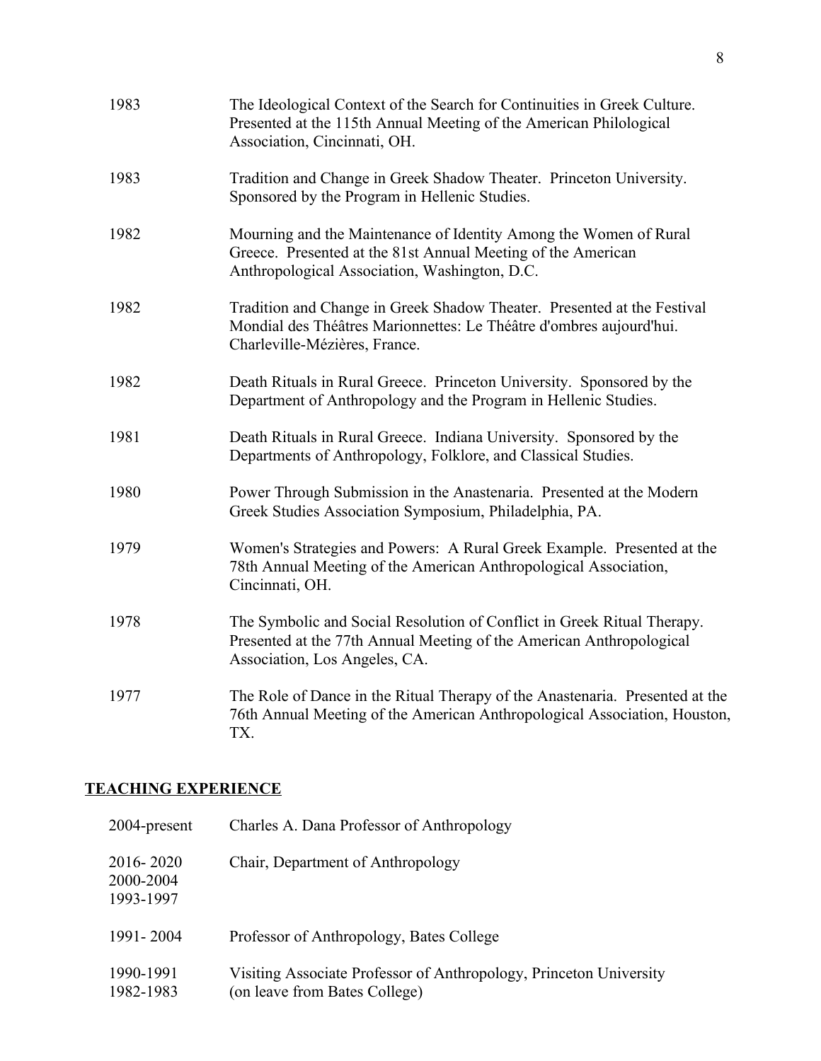| | |
|---|---|
| 1983 | The Ideological Context of the Search for Continuities in Greek Culture. Presented at the 115th Annual Meeting of the American Philological Association, Cincinnati, OH. |
| 1983 | Tradition and Change in Greek Shadow Theater. Princeton University. Sponsored by the Program in Hellenic Studies. |
| 1982 | Mourning and the Maintenance of Identity Among the Women of Rural Greece. Presented at the 81st Annual Meeting of the American Anthropological Association, Washington, D.C. |
| 1982 | Tradition and Change in Greek Shadow Theater. Presented at the Festival Mondial des Théâtres Marionnettes: Le Théâtre d'ombres aujourd'hui. Charleville-Mézières, France. |
| 1982 | Death Rituals in Rural Greece. Princeton University. Sponsored by the Department of Anthropology and the Program in Hellenic Studies. |
| 1981 | Death Rituals in Rural Greece. Indiana University. Sponsored by the Departments of Anthropology, Folklore, and Classical Studies. |
| 1980 | Power Through Submission in the Anastenaria. Presented at the Modern Greek Studies Association Symposium, Philadelphia, PA. |
| 1979 | Women's Strategies and Powers: A Rural Greek Example. Presented at the 78th Annual Meeting of the American Anthropological Association, Cincinnati, OH. |
| 1978 | The Symbolic and Social Resolution of Conflict in Greek Ritual Therapy. Presented at the 77th Annual Meeting of the American Anthropological Association, Los Angeles, CA. |
| 1977 | The Role of Dance in the Ritual Therapy of the Anastenaria. Presented at the 76th Annual Meeting of the American Anthropological Association, Houston, TX. |

## TEACHING EXPERIENCE

| | |
|---|---|
| 2004-present | Charles A. Dana Professor of Anthropology |
| 2016- 2020<br>2000-2004<br>1993-1997 | Chair, Department of Anthropology |
| 1991- 2004 | Professor of Anthropology, Bates College |
| 1990-1991<br>1982-1983 | Visiting Associate Professor of Anthropology, Princeton University (on leave from Bates College) |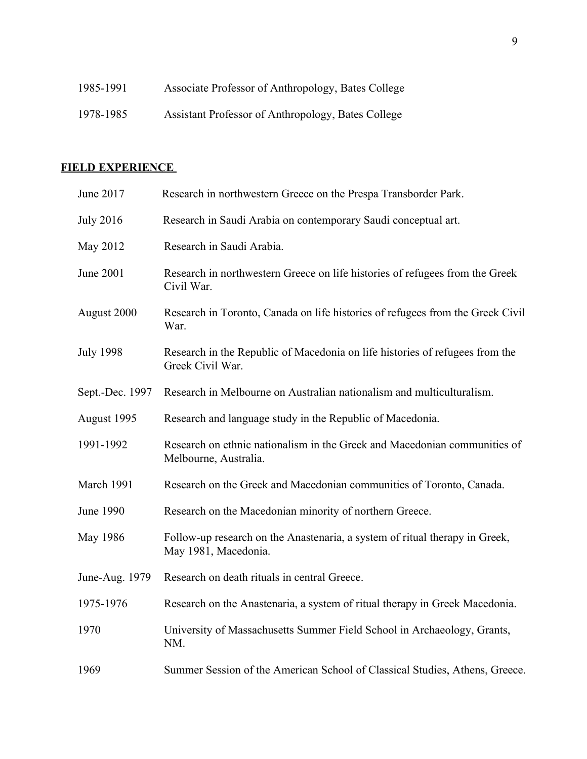1985-1991 Associate Professor of Anthropology, Bates College

1978-1985 Assistant Professor of Anthropology, Bates College

## **FIELD EXPERIENCE**

| | |
|---|---|
| June 2017 | Research in northwestern Greece on the Prespa Transborder Park. |
| July 2016 | Research in Saudi Arabia on contemporary Saudi conceptual art. |
| May 2012 | Research in Saudi Arabia. |
| June 2001 | Research in northwestern Greece on life histories of refugees from the Greek Civil War. |
| August 2000 | Research in Toronto, Canada on life histories of refugees from the Greek Civil War. |
| July 1998 | Research in the Republic of Macedonia on life histories of refugees from the Greek Civil War. |
| Sept.-Dec. 1997 | Research in Melbourne on Australian nationalism and multiculturalism. |
| August 1995 | Research and language study in the Republic of Macedonia. |
| 1991-1992 | Research on ethnic nationalism in the Greek and Macedonian communities of Melbourne, Australia. |
| March 1991 | Research on the Greek and Macedonian communities of Toronto, Canada. |
| June 1990 | Research on the Macedonian minority of northern Greece. |
| May 1986 | Follow-up research on the Anastenaria, a system of ritual therapy in Greek, May 1981, Macedonia. |
| June-Aug. 1979 | Research on death rituals in central Greece. |
| 1975-1976 | Research on the Anastenaria, a system of ritual therapy in Greek Macedonia. |
| 1970 | University of Massachusetts Summer Field School in Archaeology, Grants, NM. |
| 1969 | Summer Session of the American School of Classical Studies, Athens, Greece. |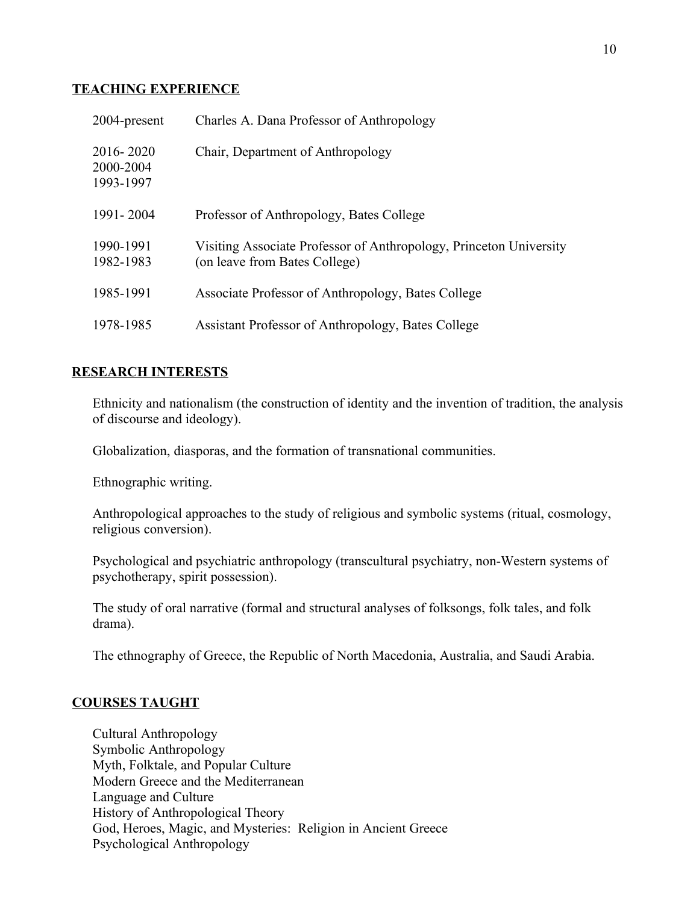## TEACHING EXPERIENCE

| | |
|---|---|
| 2004-present | Charles A. Dana Professor of Anthropology |
| 2016- 2020<br>2000-2004<br>1993-1997 | Chair, Department of Anthropology |
| 1991- 2004 | Professor of Anthropology, Bates College |
| 1990-1991<br>1982-1983 | Visiting Associate Professor of Anthropology, Princeton University (on leave from Bates College) |
| 1985-1991 | Associate Professor of Anthropology, Bates College |
| 1978-1985 | Assistant Professor of Anthropology, Bates College |

## RESEARCH INTERESTS

Ethnicity and nationalism (the construction of identity and the invention of tradition, the analysis of discourse and ideology).

Globalization, diasporas, and the formation of transnational communities.

Ethnographic writing.

Anthropological approaches to the study of religious and symbolic systems (ritual, cosmology, religious conversion).

Psychological and psychiatric anthropology (transcultural psychiatry, non-Western systems of psychotherapy, spirit possession).

The study of oral narrative (formal and structural analyses of folksongs, folk tales, and folk drama).

The ethnography of Greece, the Republic of North Macedonia, Australia, and Saudi Arabia.

## COURSES TAUGHT

Cultural Anthropology
Symbolic Anthropology
Myth, Folktale, and Popular Culture
Modern Greece and the Mediterranean
Language and Culture
History of Anthropological Theory
God, Heroes, Magic, and Mysteries: Religion in Ancient Greece
Psychological Anthropology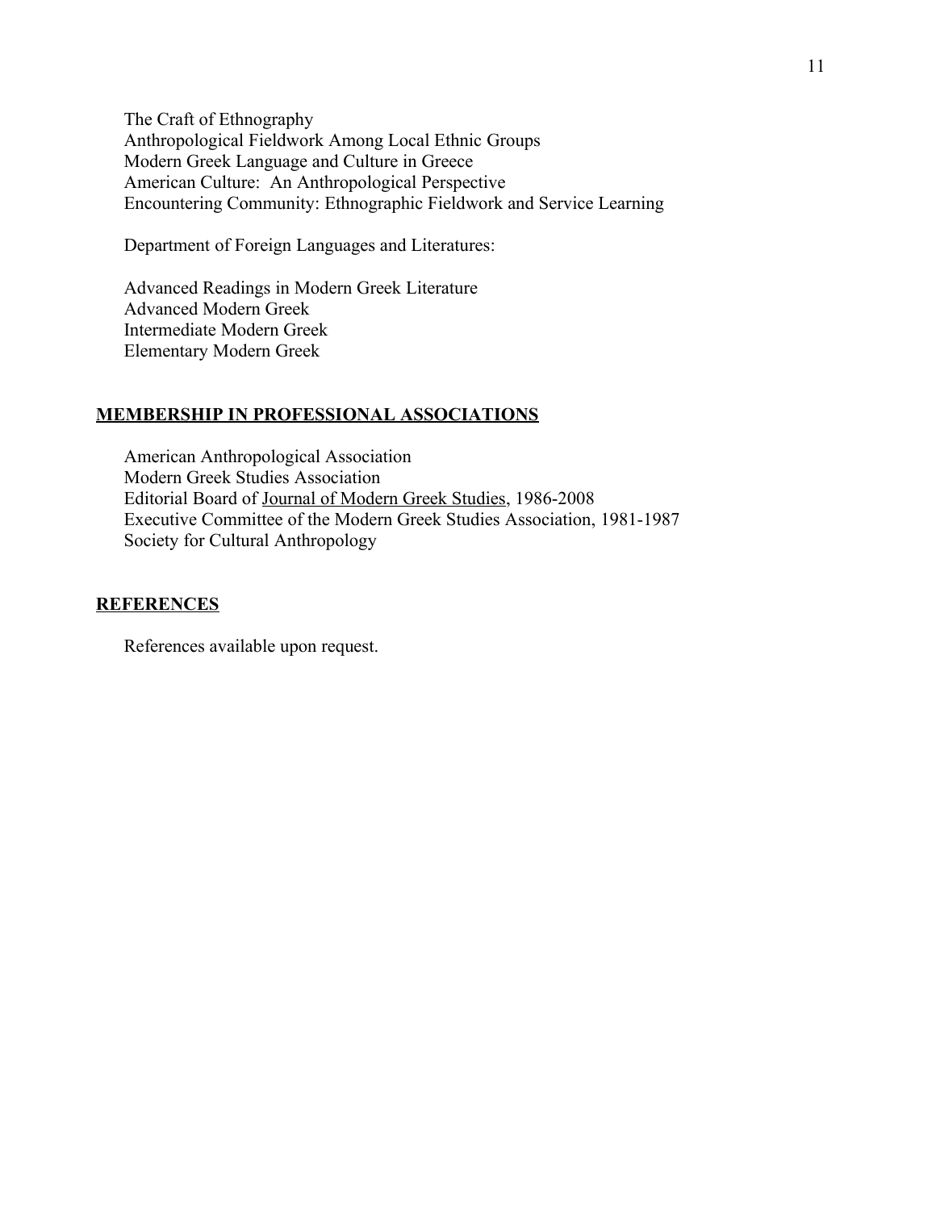The Craft of Ethnography
Anthropological Fieldwork Among Local Ethnic Groups
Modern Greek Language and Culture in Greece
American Culture: An Anthropological Perspective
Encountering Community: Ethnographic Fieldwork and Service Learning

Department of Foreign Languages and Literatures:

Advanced Readings in Modern Greek Literature
Advanced Modern Greek
Intermediate Modern Greek
Elementary Modern Greek

## MEMBERSHIP IN PROFESSIONAL ASSOCIATIONS

American Anthropological Association
Modern Greek Studies Association
Editorial Board of Journal of Modern Greek Studies, 1986-2008
Executive Committee of the Modern Greek Studies Association, 1981-1987
Society for Cultural Anthropology

## REFERENCES

References available upon request.